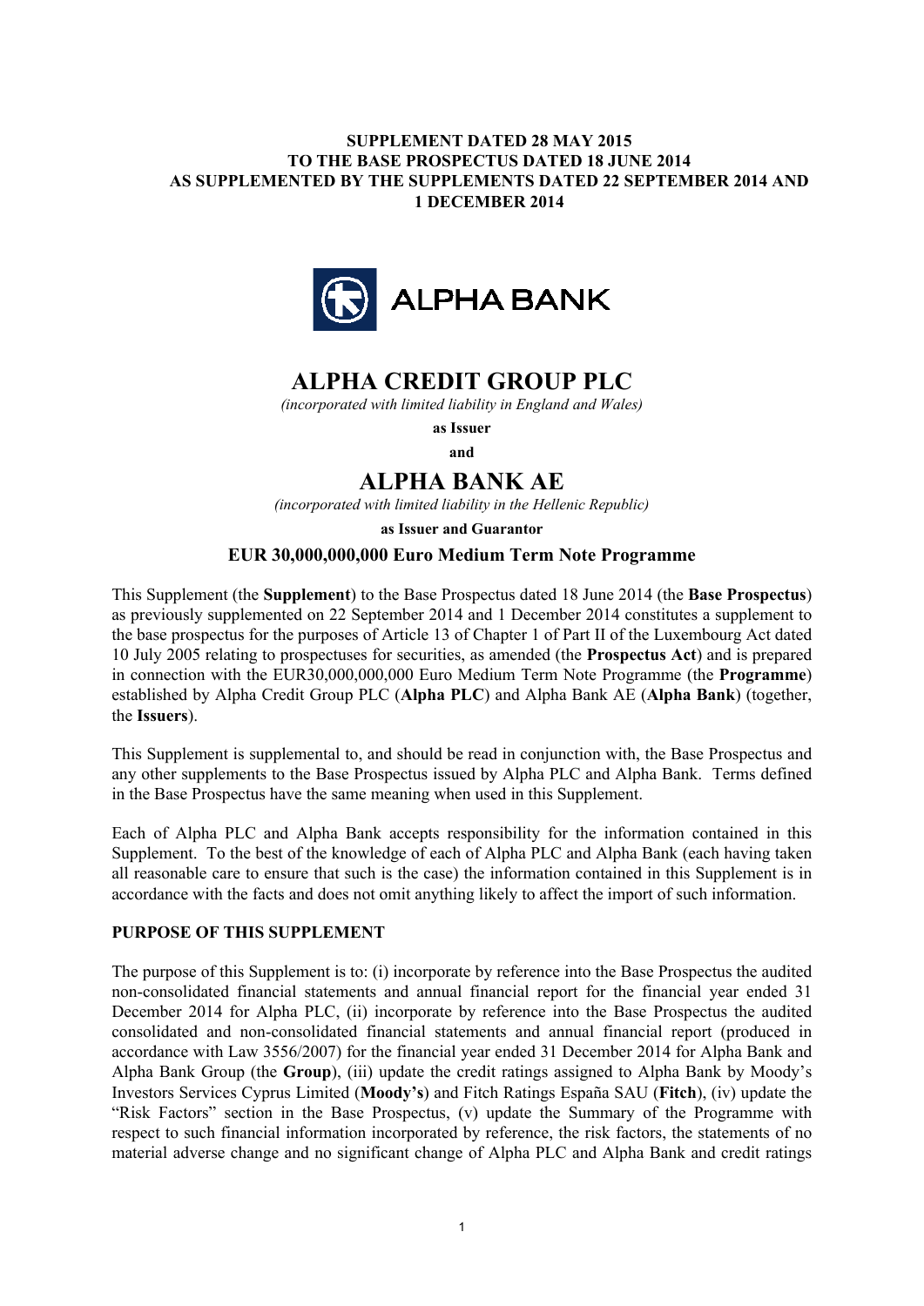**SUPPLEMENT DATED 28 MAY 2015**
**TO THE BASE PROSPECTUS DATED 18 JUNE 2014**
**AS SUPPLEMENTED BY THE SUPPLEMENTS DATED 22 SEPTEMBER 2014 AND 1 DECEMBER 2014**

# ALPHA CREDIT GROUP PLC

*(incorporated with limited liability in England and Wales)*

**as Issuer**

**and**

# ALPHA BANK AE

*(incorporated with limited liability in the Hellenic Republic)*

**as Issuer and Guarantor**

**EUR 30,000,000,000 Euro Medium Term Note Programme**

This Supplement (the **Supplement**) to the Base Prospectus dated 18 June 2014 (the **Base Prospectus**) as previously supplemented on 22 September 2014 and 1 December 2014 constitutes a supplement to the base prospectus for the purposes of Article 13 of Chapter 1 of Part II of the Luxembourg Act dated 10 July 2005 relating to prospectuses for securities, as amended (the **Prospectus Act**) and is prepared in connection with the EUR30,000,000,000 Euro Medium Term Note Programme (the **Programme**) established by Alpha Credit Group PLC (**Alpha PLC**) and Alpha Bank AE (**Alpha Bank**) (together, the **Issuers**).

This Supplement is supplemental to, and should be read in conjunction with, the Base Prospectus and any other supplements to the Base Prospectus issued by Alpha PLC and Alpha Bank. Terms defined in the Base Prospectus have the same meaning when used in this Supplement.

Each of Alpha PLC and Alpha Bank accepts responsibility for the information contained in this Supplement. To the best of the knowledge of each of Alpha PLC and Alpha Bank (each having taken all reasonable care to ensure that such is the case) the information contained in this Supplement is in accordance with the facts and does not omit anything likely to affect the import of such information.

**PURPOSE OF THIS SUPPLEMENT**

The purpose of this Supplement is to: (i) incorporate by reference into the Base Prospectus the audited non-consolidated financial statements and annual financial report for the financial year ended 31 December 2014 for Alpha PLC, (ii) incorporate by reference into the Base Prospectus the audited consolidated and non-consolidated financial statements and annual financial report (produced in accordance with Law 3556/2007) for the financial year ended 31 December 2014 for Alpha Bank and Alpha Bank Group (the **Group**), (iii) update the credit ratings assigned to Alpha Bank by Moody's Investors Services Cyprus Limited (**Moody's**) and Fitch Ratings España SAU (**Fitch**), (iv) update the "Risk Factors" section in the Base Prospectus, (v) update the Summary of the Programme with respect to such financial information incorporated by reference, the risk factors, the statements of no material adverse change and no significant change of Alpha PLC and Alpha Bank and credit ratings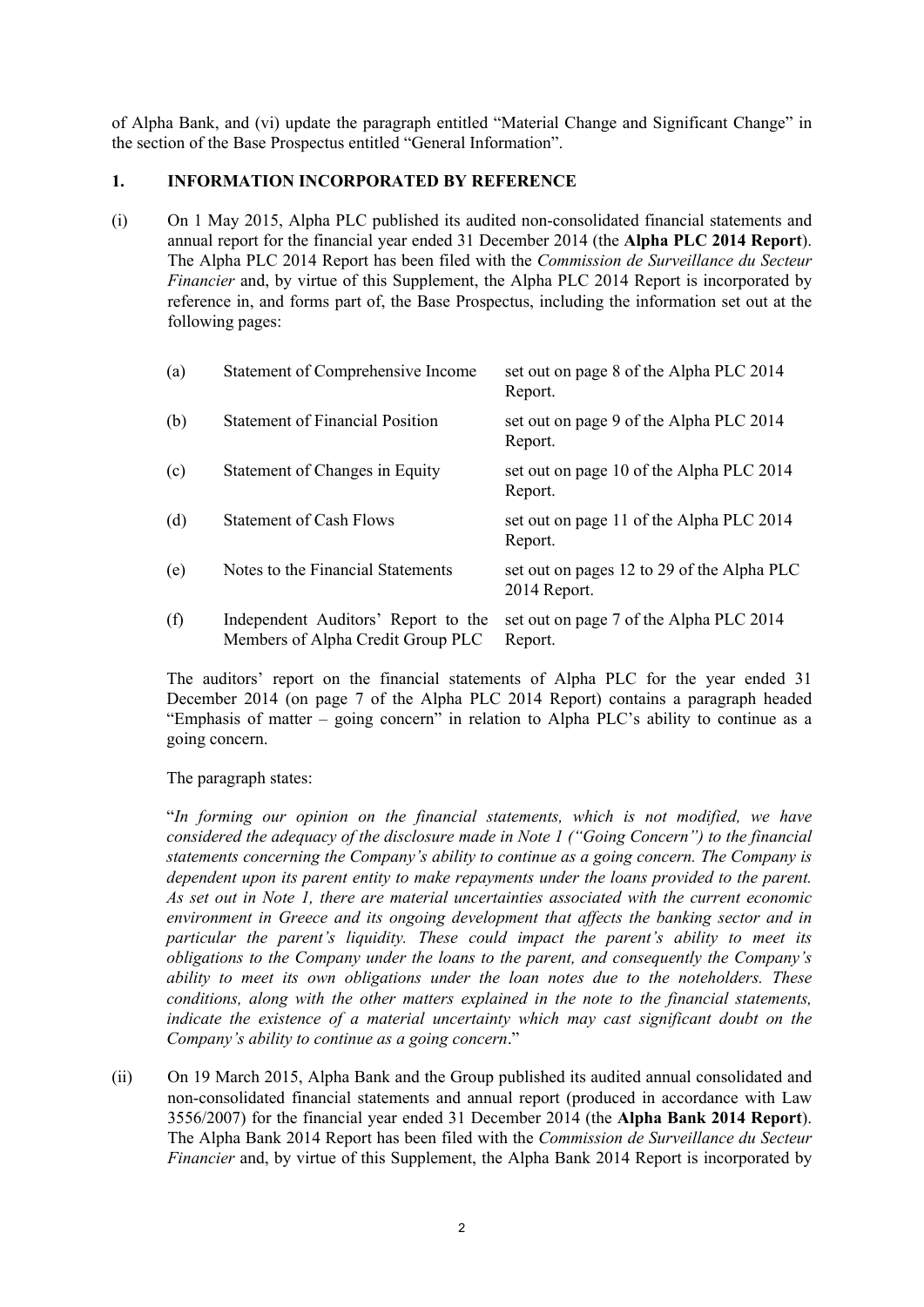of Alpha Bank, and (vi) update the paragraph entitled "Material Change and Significant Change" in the section of the Base Prospectus entitled "General Information".

## 1. INFORMATION INCORPORATED BY REFERENCE

(i) On 1 May 2015, Alpha PLC published its audited non-consolidated financial statements and annual report for the financial year ended 31 December 2014 (the **Alpha PLC 2014 Report**). The Alpha PLC 2014 Report has been filed with the *Commission de Surveillance du Secteur Financier* and, by virtue of this Supplement, the Alpha PLC 2014 Report is incorporated by reference in, and forms part of, the Base Prospectus, including the information set out at the following pages:

| | | |
|---|---|---|
| (a) | Statement of Comprehensive Income | set out on page 8 of the Alpha PLC 2014 Report. |
| (b) | Statement of Financial Position | set out on page 9 of the Alpha PLC 2014 Report. |
| (c) | Statement of Changes in Equity | set out on page 10 of the Alpha PLC 2014 Report. |
| (d) | Statement of Cash Flows | set out on page 11 of the Alpha PLC 2014 Report. |
| (e) | Notes to the Financial Statements | set out on pages 12 to 29 of the Alpha PLC 2014 Report. |
| (f) | Independent Auditors' Report to the Members of Alpha Credit Group PLC | set out on page 7 of the Alpha PLC 2014 Report. |

The auditors' report on the financial statements of Alpha PLC for the year ended 31 December 2014 (on page 7 of the Alpha PLC 2014 Report) contains a paragraph headed "Emphasis of matter – going concern" in relation to Alpha PLC's ability to continue as a going concern.

The paragraph states:

"*In forming our opinion on the financial statements, which is not modified, we have considered the adequacy of the disclosure made in Note 1 ("Going Concern") to the financial statements concerning the Company's ability to continue as a going concern. The Company is dependent upon its parent entity to make repayments under the loans provided to the parent. As set out in Note 1, there are material uncertainties associated with the current economic environment in Greece and its ongoing development that affects the banking sector and in particular the parent's liquidity. These could impact the parent's ability to meet its obligations to the Company under the loans to the parent, and consequently the Company's ability to meet its own obligations under the loan notes due to the noteholders. These conditions, along with the other matters explained in the note to the financial statements, indicate the existence of a material uncertainty which may cast significant doubt on the Company's ability to continue as a going concern*."

(ii) On 19 March 2015, Alpha Bank and the Group published its audited annual consolidated and non-consolidated financial statements and annual report (produced in accordance with Law 3556/2007) for the financial year ended 31 December 2014 (the **Alpha Bank 2014 Report**). The Alpha Bank 2014 Report has been filed with the *Commission de Surveillance du Secteur Financier* and, by virtue of this Supplement, the Alpha Bank 2014 Report is incorporated by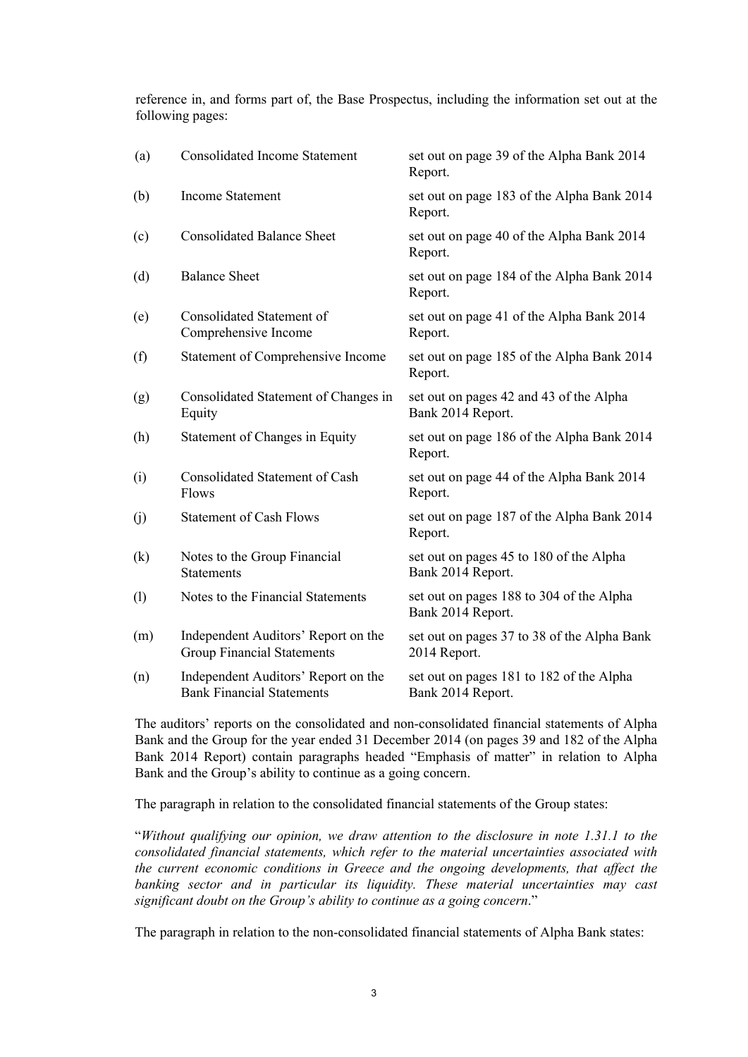reference in, and forms part of, the Base Prospectus, including the information set out at the following pages:

| | | |
|---|---|---|
| (a) | Consolidated Income Statement | set out on page 39 of the Alpha Bank 2014 Report. |
| (b) | Income Statement | set out on page 183 of the Alpha Bank 2014 Report. |
| (c) | Consolidated Balance Sheet | set out on page 40 of the Alpha Bank 2014 Report. |
| (d) | Balance Sheet | set out on page 184 of the Alpha Bank 2014 Report. |
| (e) | Consolidated Statement of Comprehensive Income | set out on page 41 of the Alpha Bank 2014 Report. |
| (f) | Statement of Comprehensive Income | set out on page 185 of the Alpha Bank 2014 Report. |
| (g) | Consolidated Statement of Changes in Equity | set out on pages 42 and 43 of the Alpha Bank 2014 Report. |
| (h) | Statement of Changes in Equity | set out on page 186 of the Alpha Bank 2014 Report. |
| (i) | Consolidated Statement of Cash Flows | set out on page 44 of the Alpha Bank 2014 Report. |
| (j) | Statement of Cash Flows | set out on page 187 of the Alpha Bank 2014 Report. |
| (k) | Notes to the Group Financial Statements | set out on pages 45 to 180 of the Alpha Bank 2014 Report. |
| (l) | Notes to the Financial Statements | set out on pages 188 to 304 of the Alpha Bank 2014 Report. |
| (m) | Independent Auditors' Report on the Group Financial Statements | set out on pages 37 to 38 of the Alpha Bank 2014 Report. |
| (n) | Independent Auditors' Report on the Bank Financial Statements | set out on pages 181 to 182 of the Alpha Bank 2014 Report. |

The auditors' reports on the consolidated and non-consolidated financial statements of Alpha Bank and the Group for the year ended 31 December 2014 (on pages 39 and 182 of the Alpha Bank 2014 Report) contain paragraphs headed "Emphasis of matter" in relation to Alpha Bank and the Group's ability to continue as a going concern.

The paragraph in relation to the consolidated financial statements of the Group states:

"*Without qualifying our opinion, we draw attention to the disclosure in note 1.31.1 to the consolidated financial statements, which refer to the material uncertainties associated with the current economic conditions in Greece and the ongoing developments, that affect the banking sector and in particular its liquidity. These material uncertainties may cast significant doubt on the Group's ability to continue as a going concern*."

The paragraph in relation to the non-consolidated financial statements of Alpha Bank states: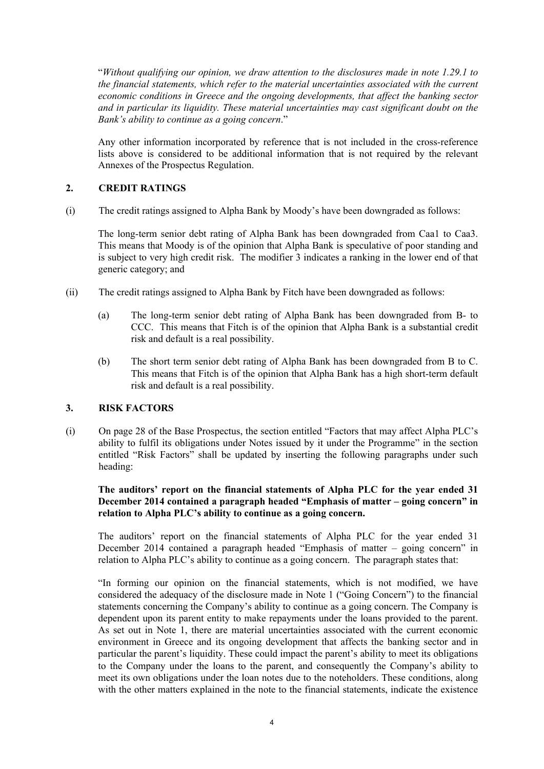"*Without qualifying our opinion, we draw attention to the disclosures made in note 1.29.1 to the financial statements, which refer to the material uncertainties associated with the current economic conditions in Greece and the ongoing developments, that affect the banking sector and in particular its liquidity. These material uncertainties may cast significant doubt on the Bank's ability to continue as a going concern*."

Any other information incorporated by reference that is not included in the cross-reference lists above is considered to be additional information that is not required by the relevant Annexes of the Prospectus Regulation.

## 2. CREDIT RATINGS

(i) The credit ratings assigned to Alpha Bank by Moody's have been downgraded as follows:

The long-term senior debt rating of Alpha Bank has been downgraded from Caa1 to Caa3. This means that Moody is of the opinion that Alpha Bank is speculative of poor standing and is subject to very high credit risk. The modifier 3 indicates a ranking in the lower end of that generic category; and

(ii) The credit ratings assigned to Alpha Bank by Fitch have been downgraded as follows:

(a) The long-term senior debt rating of Alpha Bank has been downgraded from B- to CCC. This means that Fitch is of the opinion that Alpha Bank is a substantial credit risk and default is a real possibility.

(b) The short term senior debt rating of Alpha Bank has been downgraded from B to C. This means that Fitch is of the opinion that Alpha Bank has a high short-term default risk and default is a real possibility.

## 3. RISK FACTORS

(i) On page 28 of the Base Prospectus, the section entitled "Factors that may affect Alpha PLC's ability to fulfil its obligations under Notes issued by it under the Programme" in the section entitled "Risk Factors" shall be updated by inserting the following paragraphs under such heading:

**The auditors' report on the financial statements of Alpha PLC for the year ended 31 December 2014 contained a paragraph headed "Emphasis of matter – going concern" in relation to Alpha PLC's ability to continue as a going concern.**

The auditors' report on the financial statements of Alpha PLC for the year ended 31 December 2014 contained a paragraph headed "Emphasis of matter – going concern" in relation to Alpha PLC's ability to continue as a going concern. The paragraph states that:

"In forming our opinion on the financial statements, which is not modified, we have considered the adequacy of the disclosure made in Note 1 ("Going Concern") to the financial statements concerning the Company's ability to continue as a going concern. The Company is dependent upon its parent entity to make repayments under the loans provided to the parent. As set out in Note 1, there are material uncertainties associated with the current economic environment in Greece and its ongoing development that affects the banking sector and in particular the parent's liquidity. These could impact the parent's ability to meet its obligations to the Company under the loans to the parent, and consequently the Company's ability to meet its own obligations under the loan notes due to the noteholders. These conditions, along with the other matters explained in the note to the financial statements, indicate the existence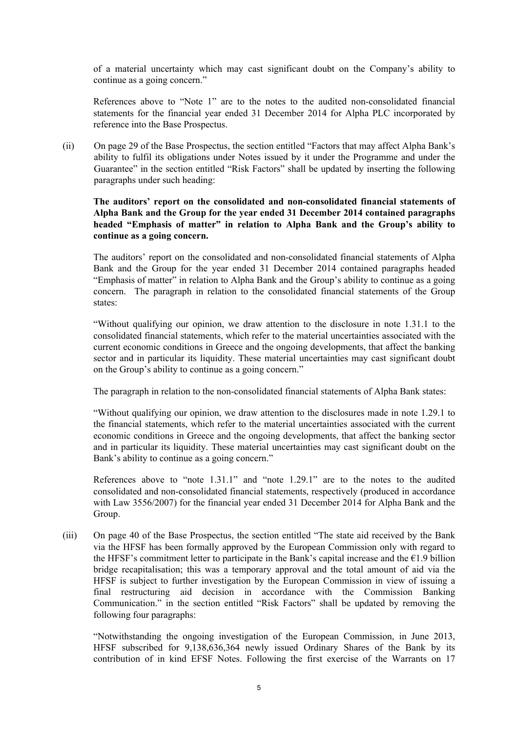of a material uncertainty which may cast significant doubt on the Company's ability to continue as a going concern."

References above to "Note 1" are to the notes to the audited non-consolidated financial statements for the financial year ended 31 December 2014 for Alpha PLC incorporated by reference into the Base Prospectus.

(ii) On page 29 of the Base Prospectus, the section entitled "Factors that may affect Alpha Bank's ability to fulfil its obligations under Notes issued by it under the Programme and under the Guarantee" in the section entitled "Risk Factors" shall be updated by inserting the following paragraphs under such heading:

**The auditors' report on the consolidated and non-consolidated financial statements of Alpha Bank and the Group for the year ended 31 December 2014 contained paragraphs headed "Emphasis of matter" in relation to Alpha Bank and the Group's ability to continue as a going concern.**

The auditors' report on the consolidated and non-consolidated financial statements of Alpha Bank and the Group for the year ended 31 December 2014 contained paragraphs headed "Emphasis of matter" in relation to Alpha Bank and the Group's ability to continue as a going concern. The paragraph in relation to the consolidated financial statements of the Group states:

"Without qualifying our opinion, we draw attention to the disclosure in note 1.31.1 to the consolidated financial statements, which refer to the material uncertainties associated with the current economic conditions in Greece and the ongoing developments, that affect the banking sector and in particular its liquidity. These material uncertainties may cast significant doubt on the Group's ability to continue as a going concern."

The paragraph in relation to the non-consolidated financial statements of Alpha Bank states:

"Without qualifying our opinion, we draw attention to the disclosures made in note 1.29.1 to the financial statements, which refer to the material uncertainties associated with the current economic conditions in Greece and the ongoing developments, that affect the banking sector and in particular its liquidity. These material uncertainties may cast significant doubt on the Bank's ability to continue as a going concern."

References above to "note 1.31.1" and "note 1.29.1" are to the notes to the audited consolidated and non-consolidated financial statements, respectively (produced in accordance with Law 3556/2007) for the financial year ended 31 December 2014 for Alpha Bank and the Group.

(iii) On page 40 of the Base Prospectus, the section entitled "The state aid received by the Bank via the HFSF has been formally approved by the European Commission only with regard to the HFSF's commitment letter to participate in the Bank's capital increase and the €1.9 billion bridge recapitalisation; this was a temporary approval and the total amount of aid via the HFSF is subject to further investigation by the European Commission in view of issuing a final restructuring aid decision in accordance with the Commission Banking Communication." in the section entitled "Risk Factors" shall be updated by removing the following four paragraphs:

"Notwithstanding the ongoing investigation of the European Commission, in June 2013, HFSF subscribed for 9,138,636,364 newly issued Ordinary Shares of the Bank by its contribution of in kind EFSF Notes. Following the first exercise of the Warrants on 17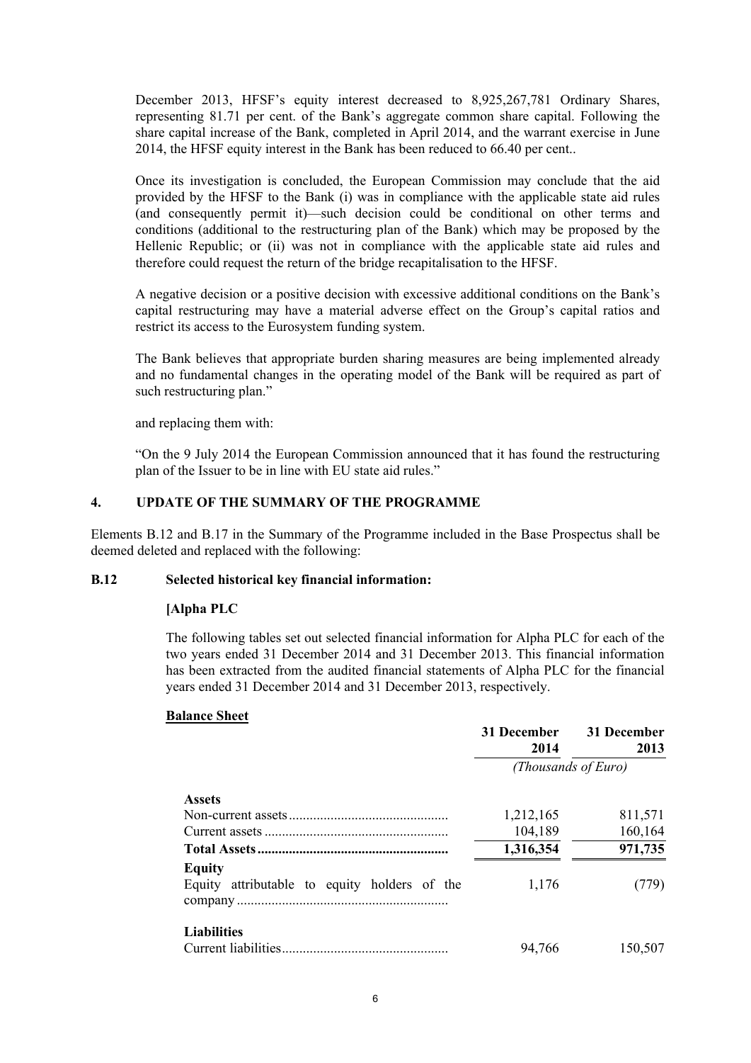December 2013, HFSF's equity interest decreased to 8,925,267,781 Ordinary Shares, representing 81.71 per cent. of the Bank's aggregate common share capital. Following the share capital increase of the Bank, completed in April 2014, and the warrant exercise in June 2014, the HFSF equity interest in the Bank has been reduced to 66.40 per cent..

Once its investigation is concluded, the European Commission may conclude that the aid provided by the HFSF to the Bank (i) was in compliance with the applicable state aid rules (and consequently permit it)—such decision could be conditional on other terms and conditions (additional to the restructuring plan of the Bank) which may be proposed by the Hellenic Republic; or (ii) was not in compliance with the applicable state aid rules and therefore could request the return of the bridge recapitalisation to the HFSF.

A negative decision or a positive decision with excessive additional conditions on the Bank's capital restructuring may have a material adverse effect on the Group's capital ratios and restrict its access to the Eurosystem funding system.

The Bank believes that appropriate burden sharing measures are being implemented already and no fundamental changes in the operating model of the Bank will be required as part of such restructuring plan."

and replacing them with:

"On the 9 July 2014 the European Commission announced that it has found the restructuring plan of the Issuer to be in line with EU state aid rules."

## 4. UPDATE OF THE SUMMARY OF THE PROGRAMME

Elements B.12 and B.17 in the Summary of the Programme included in the Base Prospectus shall be deemed deleted and replaced with the following:

### B.12 Selected historical key financial information:

**[Alpha PLC**

The following tables set out selected financial information for Alpha PLC for each of the two years ended 31 December 2014 and 31 December 2013. This financial information has been extracted from the audited financial statements of Alpha PLC for the financial years ended 31 December 2014 and 31 December 2013, respectively.

**Balance Sheet**

| | 31 December 2014 | 31 December 2013 |
|---|---|---|
| | *(Thousands of Euro)* | |
| **Assets** | | |
| Non-current assets | 1,212,165 | 811,571 |
| Current assets | 104,189 | 160,164 |
| **Total Assets** | **1,316,354** | **971,735** |
| **Equity** | | |
| Equity attributable to equity holders of the company | 1,176 | (779) |
| **Liabilities** | | |
| Current liabilities | 94,766 | 150,507 |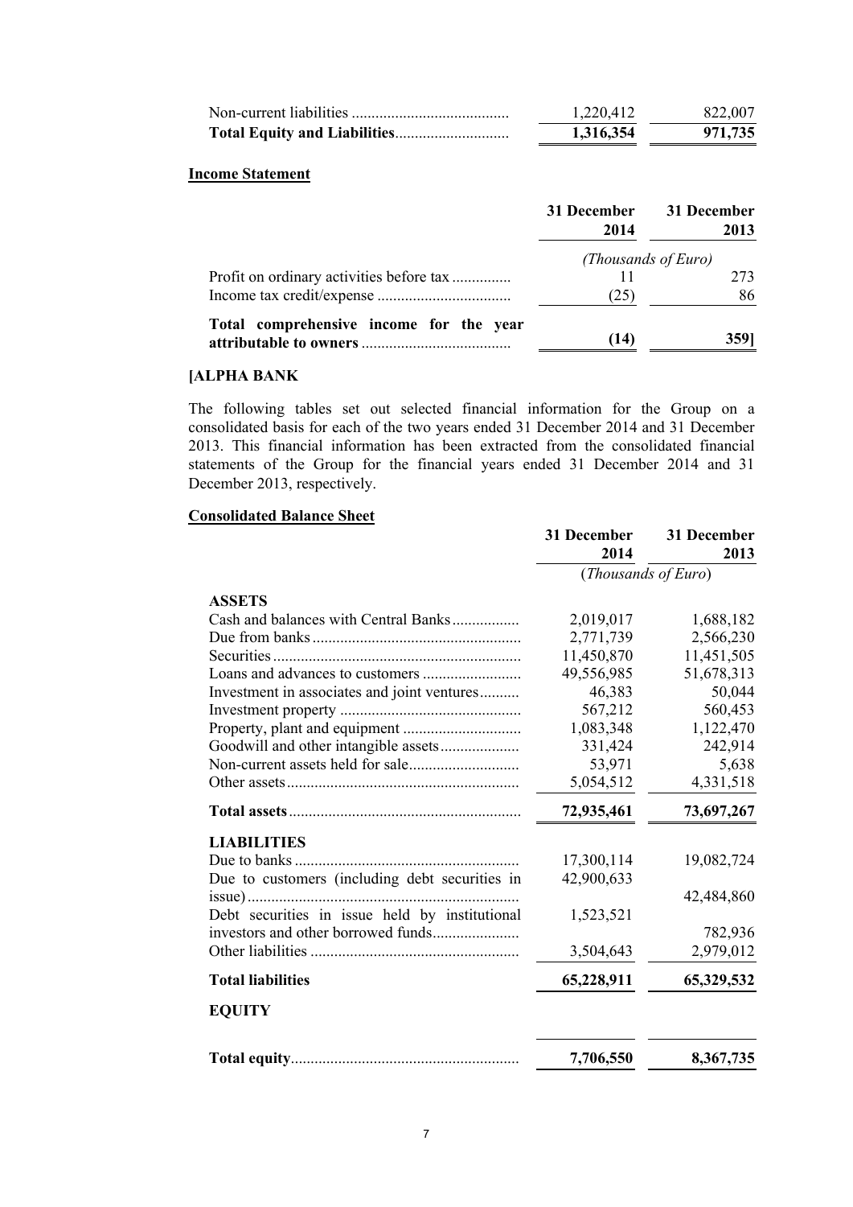| | | |
|---|---|---|
| Non-current liabilities | 1,220,412 | 822,007 |
| **Total Equity and Liabilities** | **1,316,354** | **971,735** |

**Income Statement**

| | 31 December 2014 | 31 December 2013 |
|---|---|---|
| | *(Thousands of Euro)* | |
| Profit on ordinary activities before tax | 11 | 273 |
| Income tax credit/expense | (25) | 86 |
| **Total comprehensive income for the year attributable to owners** | **(14)** | **359]** |

**[ALPHA BANK**

The following tables set out selected financial information for the Group on a consolidated basis for each of the two years ended 31 December 2014 and 31 December 2013. This financial information has been extracted from the consolidated financial statements of the Group for the financial years ended 31 December 2014 and 31 December 2013, respectively.

**Consolidated Balance Sheet**

| | 31 December 2014 | 31 December 2013 |
|---|---|---|
| | (*Thousands of Euro*) | |
| **ASSETS** | | |
| Cash and balances with Central Banks | 2,019,017 | 1,688,182 |
| Due from banks | 2,771,739 | 2,566,230 |
| Securities | 11,450,870 | 11,451,505 |
| Loans and advances to customers | 49,556,985 | 51,678,313 |
| Investment in associates and joint ventures | 46,383 | 50,044 |
| Investment property | 567,212 | 560,453 |
| Property, plant and equipment | 1,083,348 | 1,122,470 |
| Goodwill and other intangible assets | 331,424 | 242,914 |
| Non-current assets held for sale | 53,971 | 5,638 |
| Other assets | 5,054,512 | 4,331,518 |
| **Total assets** | **72,935,461** | **73,697,267** |
| **LIABILITIES** | | |
| Due to banks | 17,300,114 | 19,082,724 |
| Due to customers (including debt securities in issue) | 42,900,633 | 42,484,860 |
| Debt securities in issue held by institutional investors and other borrowed funds | 1,523,521 | 782,936 |
| Other liabilities | 3,504,643 | 2,979,012 |
| **Total liabilities** | **65,228,911** | **65,329,532** |
| **EQUITY** | | |
| **Total equity** | **7,706,550** | **8,367,735** |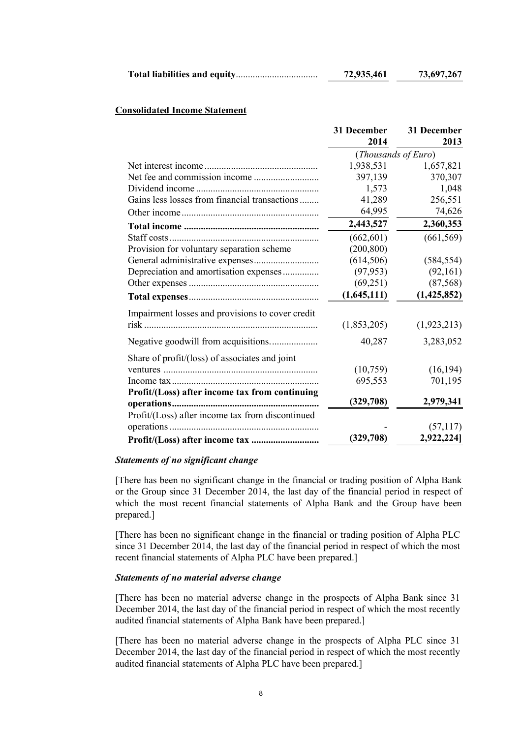| | | |
|---|---|---|
| **Total liabilities and equity** | **72,935,461** | **73,697,267** |

**Consolidated Income Statement**

| | 31 December 2014 | 31 December 2013 |
|---|---|---|
| | (*Thousands of Euro*) | |
| Net interest income | 1,938,531 | 1,657,821 |
| Net fee and commission income | 397,139 | 370,307 |
| Dividend income | 1,573 | 1,048 |
| Gains less losses from financial transactions | 41,289 | 256,551 |
| Other income | 64,995 | 74,626 |
| **Total income** | **2,443,527** | **2,360,353** |
| Staff costs | (662,601) | (661,569) |
| Provision for voluntary separation scheme | (200,800) | |
| General administrative expenses | (614,506) | (584,554) |
| Depreciation and amortisation expenses | (97,953) | (92,161) |
| Other expenses | (69,251) | (87,568) |
| **Total expenses** | **(1,645,111)** | **(1,425,852)** |
| Impairment losses and provisions to cover credit risk | (1,853,205) | (1,923,213) |
| Negative goodwill from acquisitions | 40,287 | 3,283,052 |
| Share of profit/(loss) of associates and joint ventures | (10,759) | (16,194) |
| Income tax | 695,553 | 701,195 |
| **Profit/(Loss) after income tax from continuing operations** | **(329,708)** | **2,979,341** |
| Profit/(Loss) after income tax from discontinued operations | - | (57,117) |
| **Profit/(Loss) after income tax** | **(329,708)** | **2,922,224]** |

***Statements of no significant change***

[There has been no significant change in the financial or trading position of Alpha Bank or the Group since 31 December 2014, the last day of the financial period in respect of which the most recent financial statements of Alpha Bank and the Group have been prepared.]

[There has been no significant change in the financial or trading position of Alpha PLC since 31 December 2014, the last day of the financial period in respect of which the most recent financial statements of Alpha PLC have been prepared.]

***Statements of no material adverse change***

[There has been no material adverse change in the prospects of Alpha Bank since 31 December 2014, the last day of the financial period in respect of which the most recently audited financial statements of Alpha Bank have been prepared.]

[There has been no material adverse change in the prospects of Alpha PLC since 31 December 2014, the last day of the financial period in respect of which the most recently audited financial statements of Alpha PLC have been prepared.]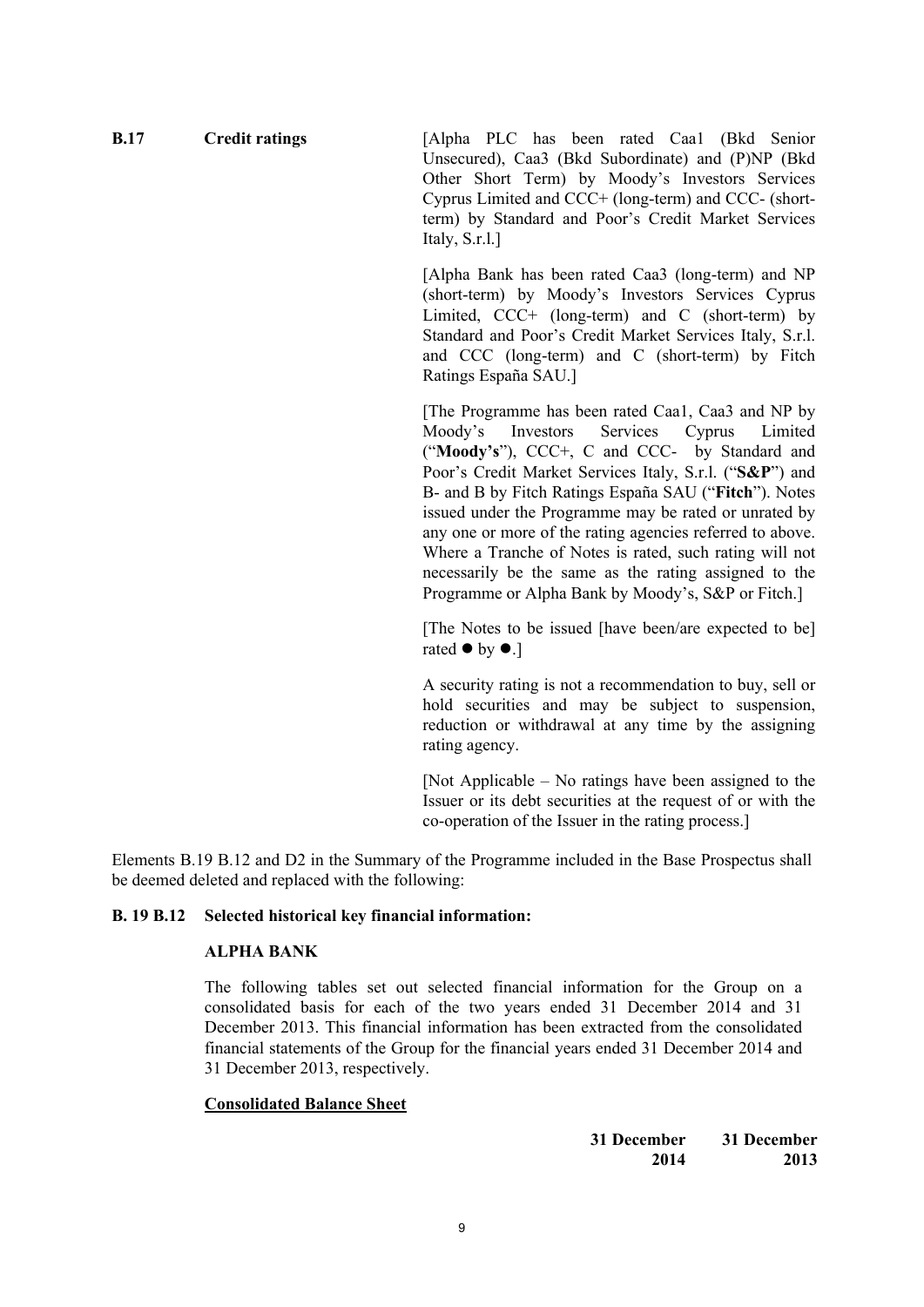| | | |
|---|---|---|
| **B.17** | **Credit ratings** | [Alpha PLC has been rated Caa1 (Bkd Senior Unsecured), Caa3 (Bkd Subordinate) and (P)NP (Bkd Other Short Term) by Moody's Investors Services Cyprus Limited and CCC+ (long-term) and CCC- (short-term) by Standard and Poor's Credit Market Services Italy, S.r.l.]<br><br>[Alpha Bank has been rated Caa3 (long-term) and NP (short-term) by Moody's Investors Services Cyprus Limited, CCC+ (long-term) and C (short-term) by Standard and Poor's Credit Market Services Italy, S.r.l. and CCC (long-term) and C (short-term) by Fitch Ratings España SAU.]<br><br>[The Programme has been rated Caa1, Caa3 and NP by Moody's Investors Services Cyprus Limited ("**Moody's**"), CCC+, C and CCC- by Standard and Poor's Credit Market Services Italy, S.r.l. ("**S&P**") and B- and B by Fitch Ratings España SAU ("**Fitch**"). Notes issued under the Programme may be rated or unrated by any one or more of the rating agencies referred to above. Where a Tranche of Notes is rated, such rating will not necessarily be the same as the rating assigned to the Programme or Alpha Bank by Moody's, S&P or Fitch.]<br><br>[The Notes to be issued [have been/are expected to be] rated ● by ●.]<br><br>A security rating is not a recommendation to buy, sell or hold securities and may be subject to suspension, reduction or withdrawal at any time by the assigning rating agency.<br><br>[Not Applicable – No ratings have been assigned to the Issuer or its debt securities at the request of or with the co-operation of the Issuer in the rating process.] |

Elements B.19 B.12 and D2 in the Summary of the Programme included in the Base Prospectus shall be deemed deleted and replaced with the following:

**B. 19 B.12 Selected historical key financial information:**

**ALPHA BANK**

The following tables set out selected financial information for the Group on a consolidated basis for each of the two years ended 31 December 2014 and 31 December 2013. This financial information has been extracted from the consolidated financial statements of the Group for the financial years ended 31 December 2014 and 31 December 2013, respectively.

**Consolidated Balance Sheet**

| | **31 December 2014** | **31 December 2013** |
|---|---|---|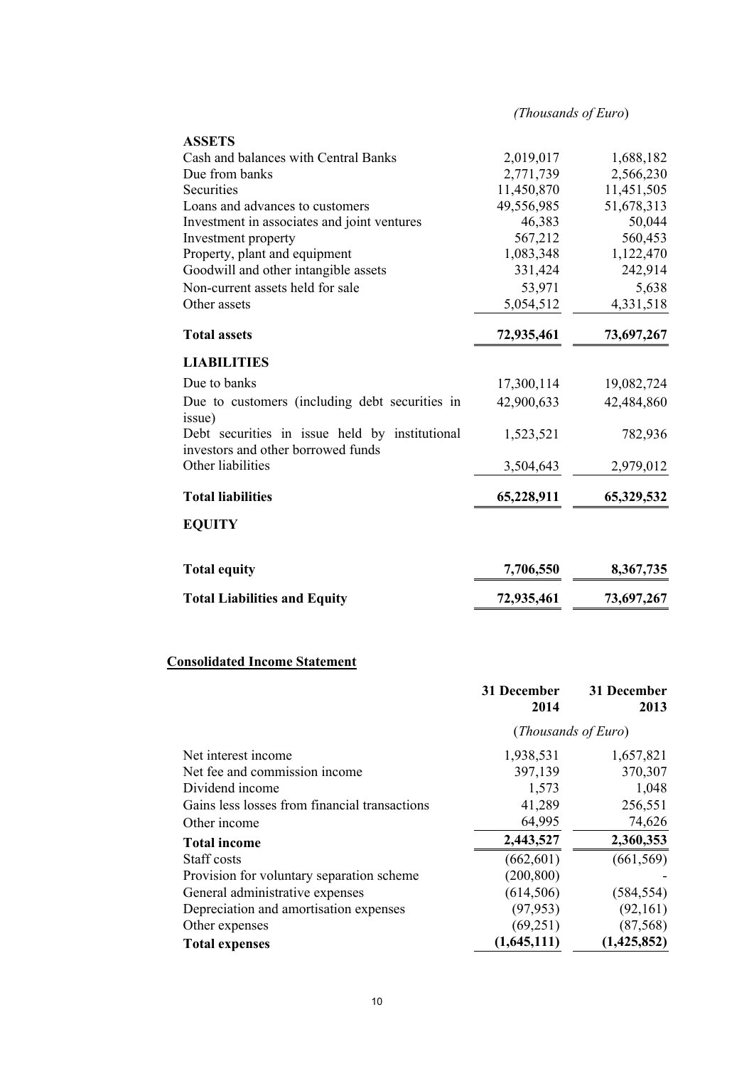| | *(Thousands of Euro)* | |
|---|---|---|
| **ASSETS** | | |
| Cash and balances with Central Banks | 2,019,017 | 1,688,182 |
| Due from banks | 2,771,739 | 2,566,230 |
| Securities | 11,450,870 | 11,451,505 |
| Loans and advances to customers | 49,556,985 | 51,678,313 |
| Investment in associates and joint ventures | 46,383 | 50,044 |
| Investment property | 567,212 | 560,453 |
| Property, plant and equipment | 1,083,348 | 1,122,470 |
| Goodwill and other intangible assets | 331,424 | 242,914 |
| Non-current assets held for sale | 53,971 | 5,638 |
| Other assets | 5,054,512 | 4,331,518 |
| **Total assets** | **72,935,461** | **73,697,267** |
| **LIABILITIES** | | |
| Due to banks | 17,300,114 | 19,082,724 |
| Due to customers (including debt securities in issue) | 42,900,633 | 42,484,860 |
| Debt securities in issue held by institutional investors and other borrowed funds | 1,523,521 | 782,936 |
| Other liabilities | 3,504,643 | 2,979,012 |
| **Total liabilities** | **65,228,911** | **65,329,532** |
| **EQUITY** | | |
| **Total equity** | **7,706,550** | **8,367,735** |
| **Total Liabilities and Equity** | **72,935,461** | **73,697,267** |

## Consolidated Income Statement

| | **31 December 2014** | **31 December 2013** |
|---|---|---|
| | (*Thousands of Euro*) | |
| Net interest income | 1,938,531 | 1,657,821 |
| Net fee and commission income | 397,139 | 370,307 |
| Dividend income | 1,573 | 1,048 |
| Gains less losses from financial transactions | 41,289 | 256,551 |
| Other income | 64,995 | 74,626 |
| **Total income** | **2,443,527** | **2,360,353** |
| Staff costs | (662,601) | (661,569) |
| Provision for voluntary separation scheme | (200,800) | - |
| General administrative expenses | (614,506) | (584,554) |
| Depreciation and amortisation expenses | (97,953) | (92,161) |
| Other expenses | (69,251) | (87,568) |
| **Total expenses** | **(1,645,111)** | **(1,425,852)** |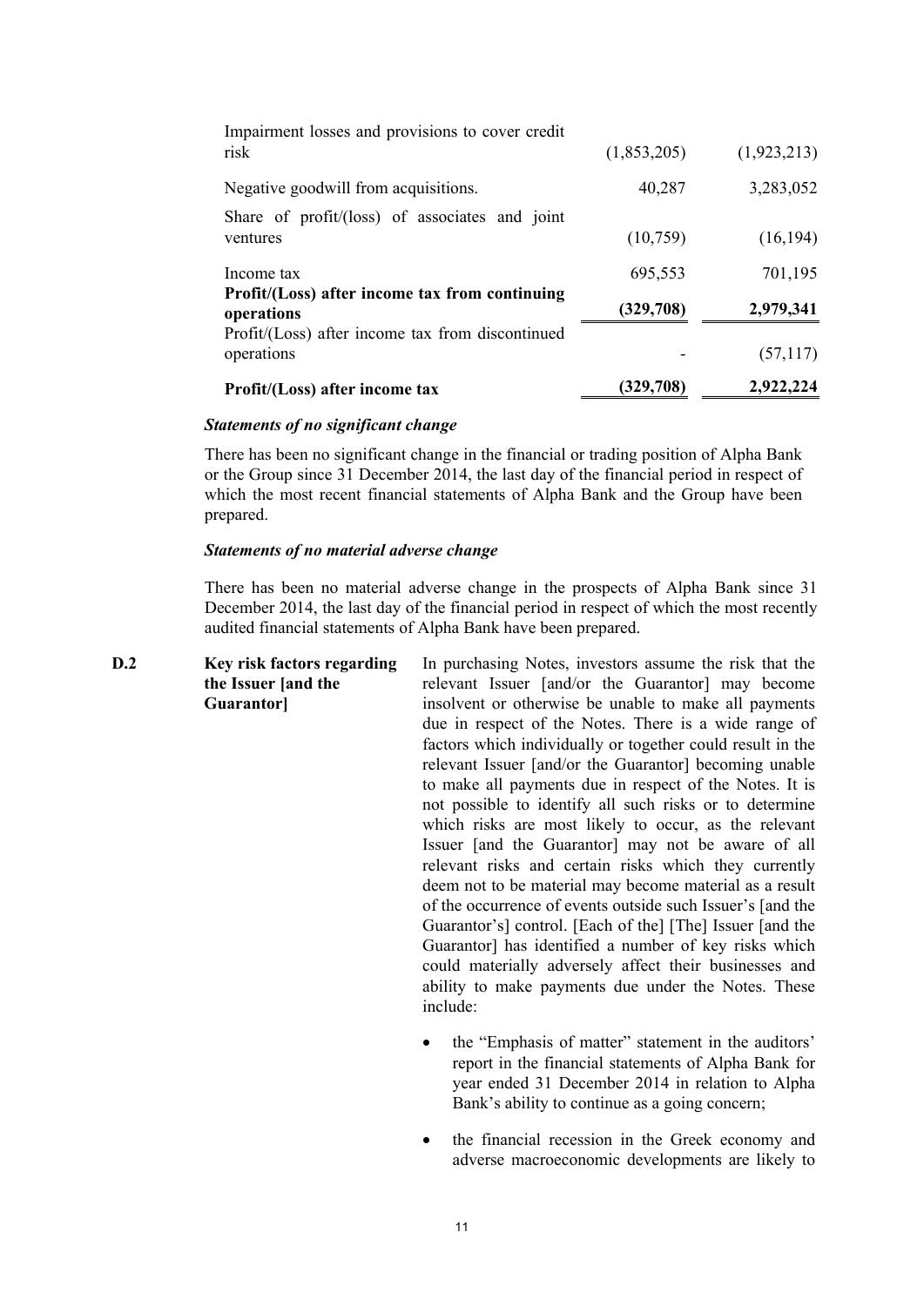| | | |
|---|---|---|
| Impairment losses and provisions to cover credit risk | (1,853,205) | (1,923,213) |
| Negative goodwill from acquisitions. | 40,287 | 3,283,052 |
| Share of profit/(loss) of associates and joint ventures | (10,759) | (16,194) |
| Income tax | 695,553 | 701,195 |
| **Profit/(Loss) after income tax from continuing operations** | **(329,708)** | **2,979,341** |
| Profit/(Loss) after income tax from discontinued operations | - | (57,117) |
| **Profit/(Loss) after income tax** | **(329,708)** | **2,922,224** |

***Statements of no significant change***

There has been no significant change in the financial or trading position of Alpha Bank or the Group since 31 December 2014, the last day of the financial period in respect of which the most recent financial statements of Alpha Bank and the Group have been prepared.

***Statements of no material adverse change***

There has been no material adverse change in the prospects of Alpha Bank since 31 December 2014, the last day of the financial period in respect of which the most recently audited financial statements of Alpha Bank have been prepared.

| | | |
|---|---|---|
| **D.2** | **Key risk factors regarding the Issuer [and the Guarantor]** | In purchasing Notes, investors assume the risk that the relevant Issuer [and/or the Guarantor] may become insolvent or otherwise be unable to make all payments due in respect of the Notes. There is a wide range of factors which individually or together could result in the relevant Issuer [and/or the Guarantor] becoming unable to make all payments due in respect of the Notes. It is not possible to identify all such risks or to determine which risks are most likely to occur, as the relevant Issuer [and the Guarantor] may not be aware of all relevant risks and certain risks which they currently deem not to be material may become material as a result of the occurrence of events outside such Issuer's [and the Guarantor's] control. [Each of the] [The] Issuer [and the Guarantor] has identified a number of key risks which could materially adversely affect their businesses and ability to make payments due under the Notes. These include:<br><br>• the "Emphasis of matter" statement in the auditors' report in the financial statements of Alpha Bank for year ended 31 December 2014 in relation to Alpha Bank's ability to continue as a going concern;<br><br>• the financial recession in the Greek economy and adverse macroeconomic developments are likely to |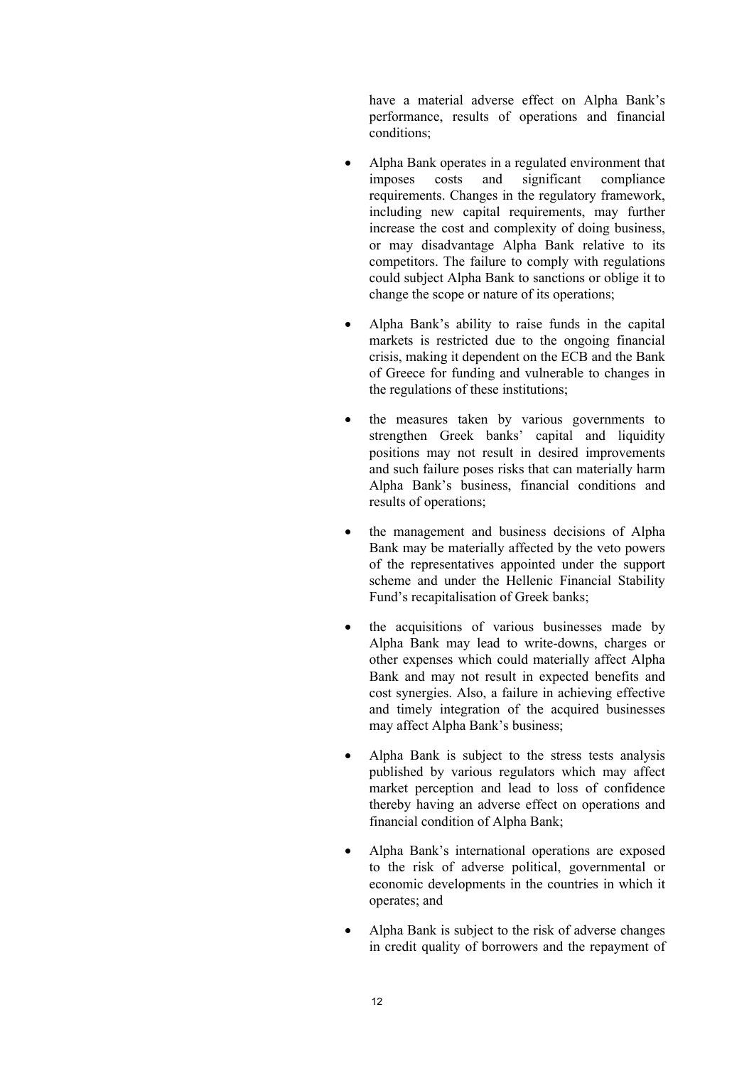have a material adverse effect on Alpha Bank's performance, results of operations and financial conditions;

- Alpha Bank operates in a regulated environment that imposes costs and significant compliance requirements. Changes in the regulatory framework, including new capital requirements, may further increase the cost and complexity of doing business, or may disadvantage Alpha Bank relative to its competitors. The failure to comply with regulations could subject Alpha Bank to sanctions or oblige it to change the scope or nature of its operations;

- Alpha Bank's ability to raise funds in the capital markets is restricted due to the ongoing financial crisis, making it dependent on the ECB and the Bank of Greece for funding and vulnerable to changes in the regulations of these institutions;

- the measures taken by various governments to strengthen Greek banks' capital and liquidity positions may not result in desired improvements and such failure poses risks that can materially harm Alpha Bank's business, financial conditions and results of operations;

- the management and business decisions of Alpha Bank may be materially affected by the veto powers of the representatives appointed under the support scheme and under the Hellenic Financial Stability Fund's recapitalisation of Greek banks;

- the acquisitions of various businesses made by Alpha Bank may lead to write-downs, charges or other expenses which could materially affect Alpha Bank and may not result in expected benefits and cost synergies. Also, a failure in achieving effective and timely integration of the acquired businesses may affect Alpha Bank's business;

- Alpha Bank is subject to the stress tests analysis published by various regulators which may affect market perception and lead to loss of confidence thereby having an adverse effect on operations and financial condition of Alpha Bank;

- Alpha Bank's international operations are exposed to the risk of adverse political, governmental or economic developments in the countries in which it operates; and

- Alpha Bank is subject to the risk of adverse changes in credit quality of borrowers and the repayment of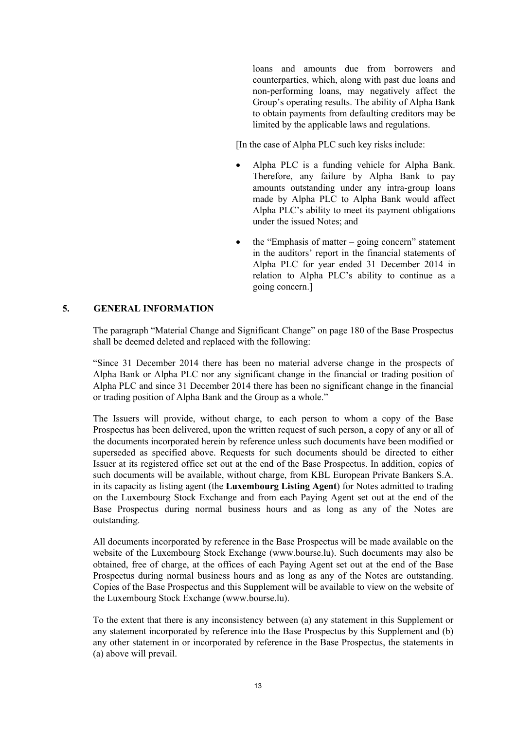loans and amounts due from borrowers and counterparties, which, along with past due loans and non-performing loans, may negatively affect the Group's operating results. The ability of Alpha Bank to obtain payments from defaulting creditors may be limited by the applicable laws and regulations.

[In the case of Alpha PLC such key risks include:

- Alpha PLC is a funding vehicle for Alpha Bank. Therefore, any failure by Alpha Bank to pay amounts outstanding under any intra-group loans made by Alpha PLC to Alpha Bank would affect Alpha PLC's ability to meet its payment obligations under the issued Notes; and
- the "Emphasis of matter – going concern" statement in the auditors' report in the financial statements of Alpha PLC for year ended 31 December 2014 in relation to Alpha PLC's ability to continue as a going concern.]

## 5. GENERAL INFORMATION

The paragraph "Material Change and Significant Change" on page 180 of the Base Prospectus shall be deemed deleted and replaced with the following:

"Since 31 December 2014 there has been no material adverse change in the prospects of Alpha Bank or Alpha PLC nor any significant change in the financial or trading position of Alpha PLC and since 31 December 2014 there has been no significant change in the financial or trading position of Alpha Bank and the Group as a whole."

The Issuers will provide, without charge, to each person to whom a copy of the Base Prospectus has been delivered, upon the written request of such person, a copy of any or all of the documents incorporated herein by reference unless such documents have been modified or superseded as specified above. Requests for such documents should be directed to either Issuer at its registered office set out at the end of the Base Prospectus. In addition, copies of such documents will be available, without charge, from KBL European Private Bankers S.A. in its capacity as listing agent (the **Luxembourg Listing Agent**) for Notes admitted to trading on the Luxembourg Stock Exchange and from each Paying Agent set out at the end of the Base Prospectus during normal business hours and as long as any of the Notes are outstanding.

All documents incorporated by reference in the Base Prospectus will be made available on the website of the Luxembourg Stock Exchange (www.bourse.lu). Such documents may also be obtained, free of charge, at the offices of each Paying Agent set out at the end of the Base Prospectus during normal business hours and as long as any of the Notes are outstanding. Copies of the Base Prospectus and this Supplement will be available to view on the website of the Luxembourg Stock Exchange (www.bourse.lu).

To the extent that there is any inconsistency between (a) any statement in this Supplement or any statement incorporated by reference into the Base Prospectus by this Supplement and (b) any other statement in or incorporated by reference in the Base Prospectus, the statements in (a) above will prevail.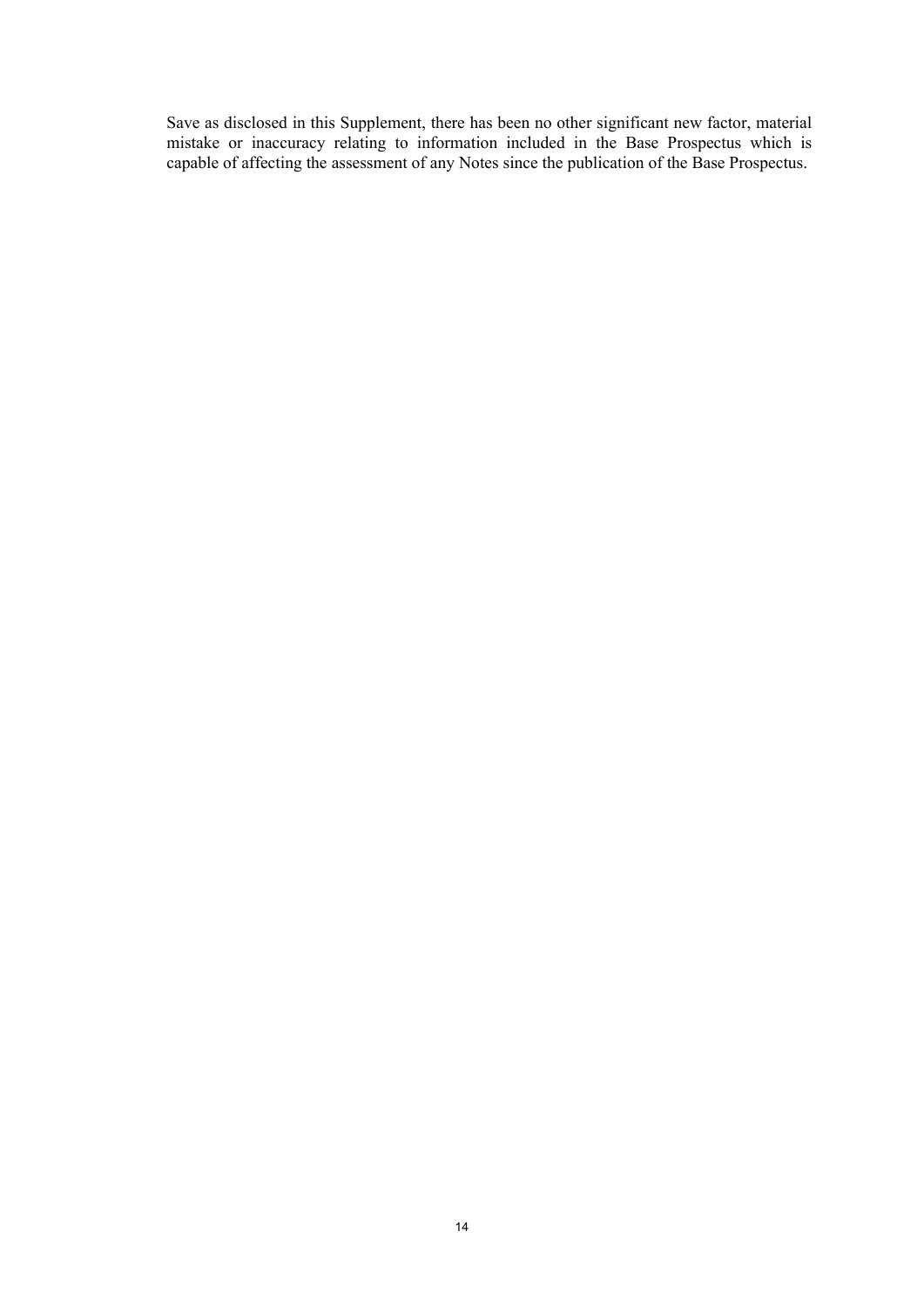Save as disclosed in this Supplement, there has been no other significant new factor, material mistake or inaccuracy relating to information included in the Base Prospectus which is capable of affecting the assessment of any Notes since the publication of the Base Prospectus.